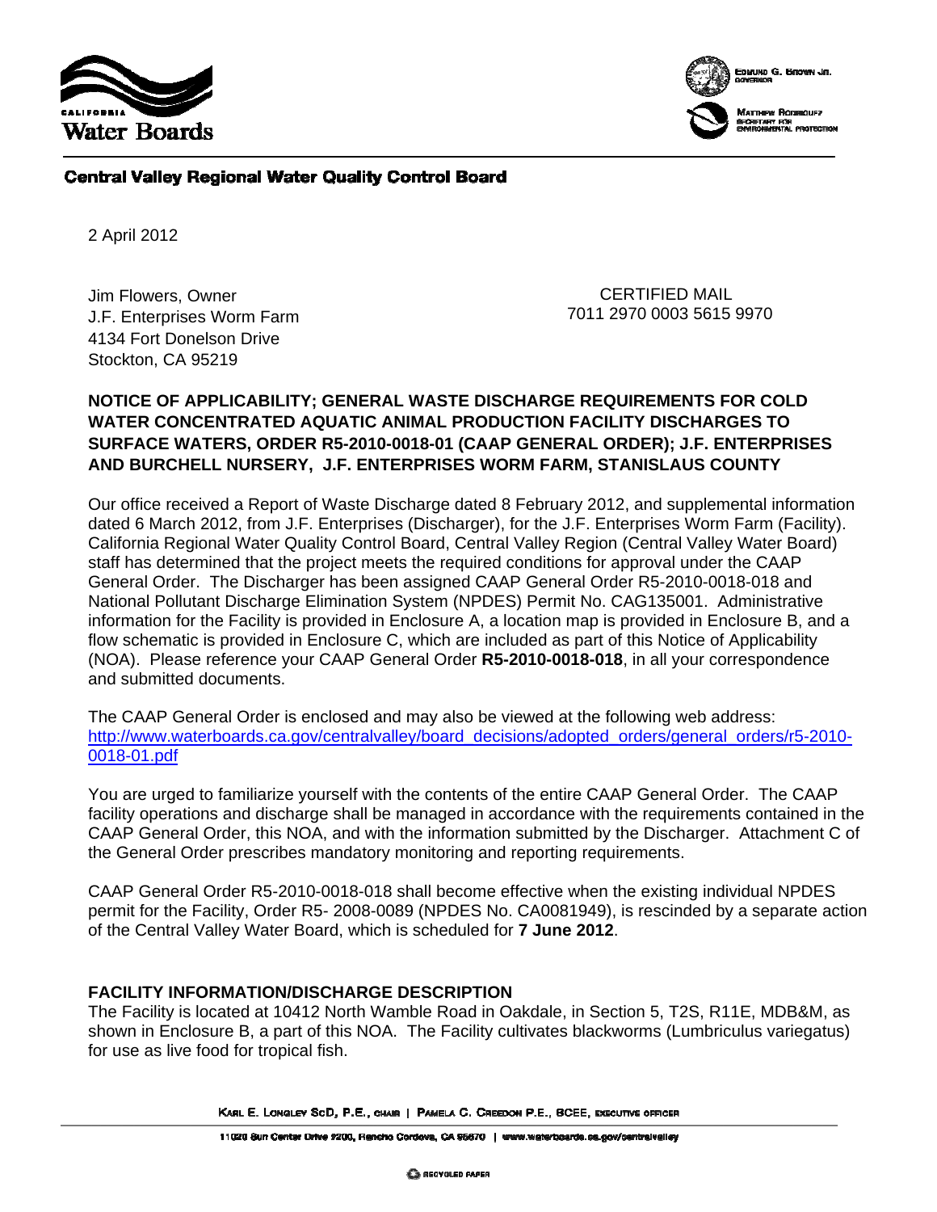**Central Valley Regional Water Quality Control Board**

2 April 2012

Jim Flowers, Owner
J.F. Enterprises Worm Farm
4134 Fort Donelson Drive
Stockton, CA 95219

CERTIFIED MAIL
7011 2970 0003 5615 9970

**NOTICE OF APPLICABILITY; GENERAL WASTE DISCHARGE REQUIREMENTS FOR COLD WATER CONCENTRATED AQUATIC ANIMAL PRODUCTION FACILITY DISCHARGES TO SURFACE WATERS, ORDER R5-2010-0018-01 (CAAP GENERAL ORDER); J.F. ENTERPRISES AND BURCHELL NURSERY, J.F. ENTERPRISES WORM FARM, STANISLAUS COUNTY**

Our office received a Report of Waste Discharge dated 8 February 2012, and supplemental information dated 6 March 2012, from J.F. Enterprises (Discharger), for the J.F. Enterprises Worm Farm (Facility). California Regional Water Quality Control Board, Central Valley Region (Central Valley Water Board) staff has determined that the project meets the required conditions for approval under the CAAP General Order. The Discharger has been assigned CAAP General Order R5-2010-0018-018 and National Pollutant Discharge Elimination System (NPDES) Permit No. CAG135001. Administrative information for the Facility is provided in Enclosure A, a location map is provided in Enclosure B, and a flow schematic is provided in Enclosure C, which are included as part of this Notice of Applicability (NOA). Please reference your CAAP General Order **R5-2010-0018-018**, in all your correspondence and submitted documents.

The CAAP General Order is enclosed and may also be viewed at the following web address: http://www.waterboards.ca.gov/centralvalley/board_decisions/adopted_orders/general_orders/r5-2010-0018-01.pdf

You are urged to familiarize yourself with the contents of the entire CAAP General Order. The CAAP facility operations and discharge shall be managed in accordance with the requirements contained in the CAAP General Order, this NOA, and with the information submitted by the Discharger. Attachment C of the General Order prescribes mandatory monitoring and reporting requirements.

CAAP General Order R5-2010-0018-018 shall become effective when the existing individual NPDES permit for the Facility, Order R5- 2008-0089 (NPDES No. CA0081949), is rescinded by a separate action of the Central Valley Water Board, which is scheduled for **7 June 2012**.

## FACILITY INFORMATION/DISCHARGE DESCRIPTION

The Facility is located at 10412 North Wamble Road in Oakdale, in Section 5, T2S, R11E, MDB&M, as shown in Enclosure B, a part of this NOA. The Facility cultivates blackworms (Lumbriculus variegatus) for use as live food for tropical fish.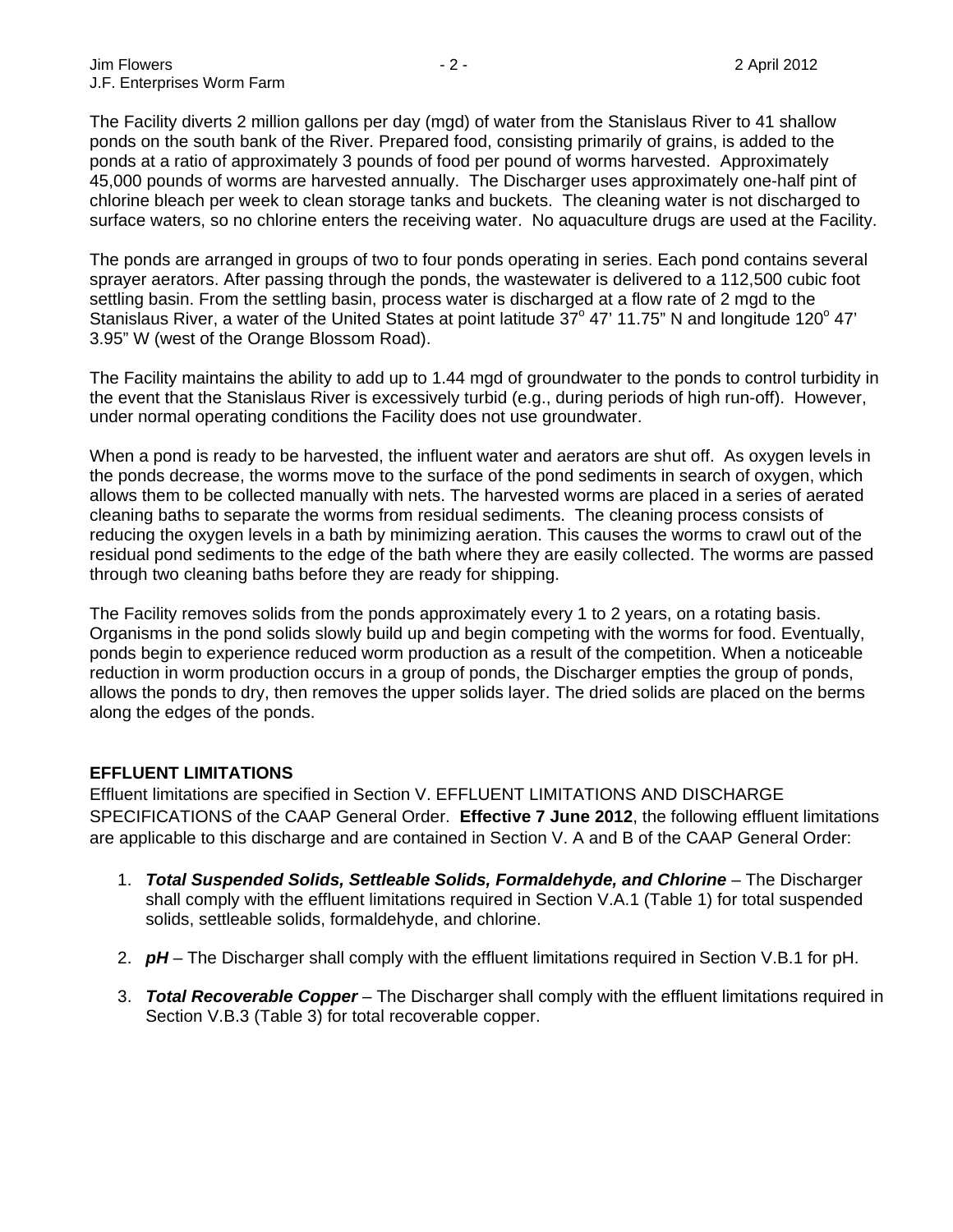The Facility diverts 2 million gallons per day (mgd) of water from the Stanislaus River to 41 shallow ponds on the south bank of the River. Prepared food, consisting primarily of grains, is added to the ponds at a ratio of approximately 3 pounds of food per pound of worms harvested. Approximately 45,000 pounds of worms are harvested annually. The Discharger uses approximately one-half pint of chlorine bleach per week to clean storage tanks and buckets. The cleaning water is not discharged to surface waters, so no chlorine enters the receiving water. No aquaculture drugs are used at the Facility.

The ponds are arranged in groups of two to four ponds operating in series. Each pond contains several sprayer aerators. After passing through the ponds, the wastewater is delivered to a 112,500 cubic foot settling basin. From the settling basin, process water is discharged at a flow rate of 2 mgd to the Stanislaus River, a water of the United States at point latitude 37° 47' 11.75" N and longitude 120° 47' 3.95" W (west of the Orange Blossom Road).

The Facility maintains the ability to add up to 1.44 mgd of groundwater to the ponds to control turbidity in the event that the Stanislaus River is excessively turbid (e.g., during periods of high run-off). However, under normal operating conditions the Facility does not use groundwater.

When a pond is ready to be harvested, the influent water and aerators are shut off. As oxygen levels in the ponds decrease, the worms move to the surface of the pond sediments in search of oxygen, which allows them to be collected manually with nets. The harvested worms are placed in a series of aerated cleaning baths to separate the worms from residual sediments. The cleaning process consists of reducing the oxygen levels in a bath by minimizing aeration. This causes the worms to crawl out of the residual pond sediments to the edge of the bath where they are easily collected. The worms are passed through two cleaning baths before they are ready for shipping.

The Facility removes solids from the ponds approximately every 1 to 2 years, on a rotating basis. Organisms in the pond solids slowly build up and begin competing with the worms for food. Eventually, ponds begin to experience reduced worm production as a result of the competition. When a noticeable reduction in worm production occurs in a group of ponds, the Discharger empties the group of ponds, allows the ponds to dry, then removes the upper solids layer. The dried solids are placed on the berms along the edges of the ponds.

**EFFLUENT LIMITATIONS**

Effluent limitations are specified in Section V. EFFLUENT LIMITATIONS AND DISCHARGE SPECIFICATIONS of the CAAP General Order. **Effective 7 June 2012**, the following effluent limitations are applicable to this discharge and are contained in Section V. A and B of the CAAP General Order:

1. ***Total Suspended Solids, Settleable Solids, Formaldehyde, and Chlorine*** – The Discharger shall comply with the effluent limitations required in Section V.A.1 (Table 1) for total suspended solids, settleable solids, formaldehyde, and chlorine.

2. ***pH*** – The Discharger shall comply with the effluent limitations required in Section V.B.1 for pH.

3. ***Total Recoverable Copper*** – The Discharger shall comply with the effluent limitations required in Section V.B.3 (Table 3) for total recoverable copper.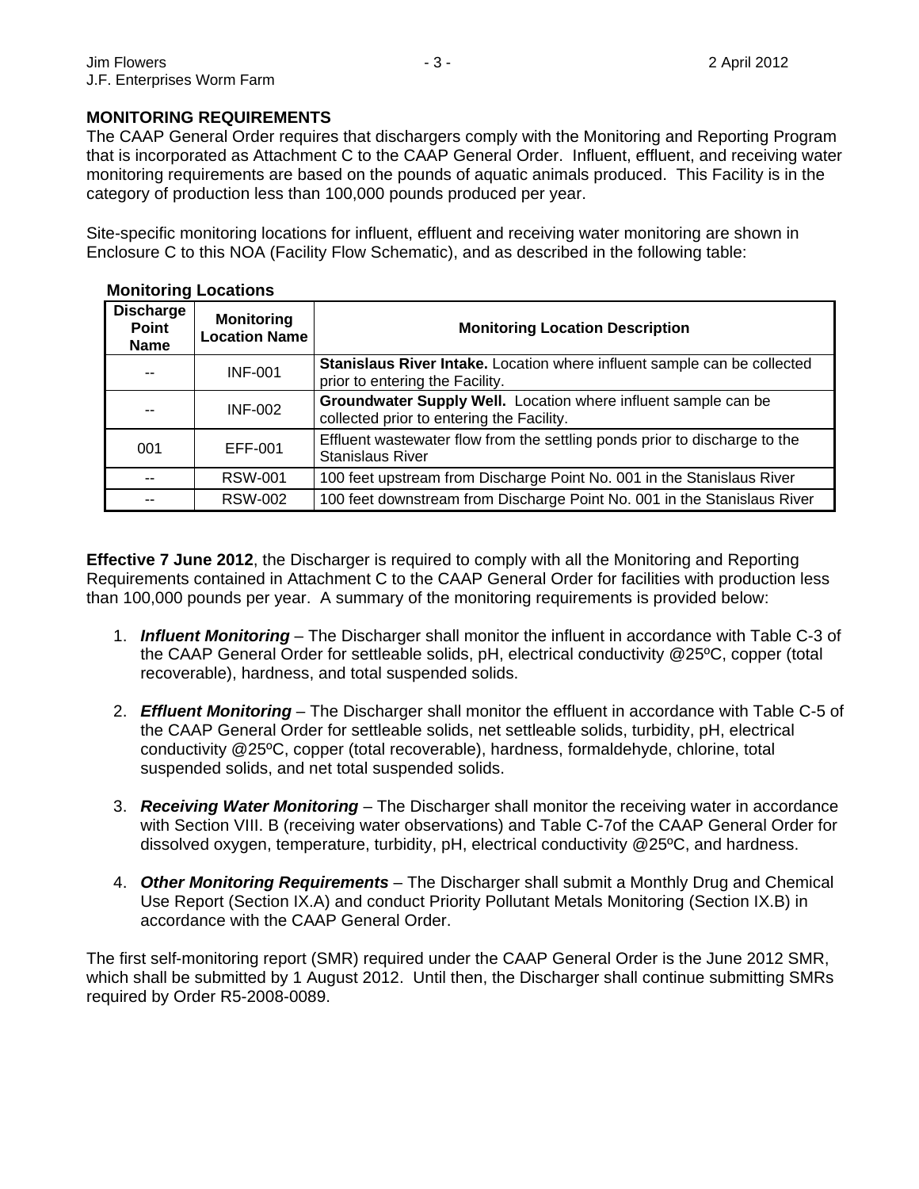**MONITORING REQUIREMENTS**

The CAAP General Order requires that dischargers comply with the Monitoring and Reporting Program that is incorporated as Attachment C to the CAAP General Order. Influent, effluent, and receiving water monitoring requirements are based on the pounds of aquatic animals produced. This Facility is in the category of production less than 100,000 pounds produced per year.

Site-specific monitoring locations for influent, effluent and receiving water monitoring are shown in Enclosure C to this NOA (Facility Flow Schematic), and as described in the following table:

**Monitoring Locations**

| Discharge Point Name | Monitoring Location Name | Monitoring Location Description |
|---|---|---|
| -- | INF-001 | **Stanislaus River Intake.** Location where influent sample can be collected prior to entering the Facility. |
| -- | INF-002 | **Groundwater Supply Well.** Location where influent sample can be collected prior to entering the Facility. |
| 001 | EFF-001 | Effluent wastewater flow from the settling ponds prior to discharge to the Stanislaus River |
| -- | RSW-001 | 100 feet upstream from Discharge Point No. 001 in the Stanislaus River |
| -- | RSW-002 | 100 feet downstream from Discharge Point No. 001 in the Stanislaus River |

**Effective 7 June 2012**, the Discharger is required to comply with all the Monitoring and Reporting Requirements contained in Attachment C to the CAAP General Order for facilities with production less than 100,000 pounds per year. A summary of the monitoring requirements is provided below:

1. ***Influent Monitoring*** – The Discharger shall monitor the influent in accordance with Table C-3 of the CAAP General Order for settleable solids, pH, electrical conductivity @25ºC, copper (total recoverable), hardness, and total suspended solids.

2. ***Effluent Monitoring*** – The Discharger shall monitor the effluent in accordance with Table C-5 of the CAAP General Order for settleable solids, net settleable solids, turbidity, pH, electrical conductivity @25ºC, copper (total recoverable), hardness, formaldehyde, chlorine, total suspended solids, and net total suspended solids.

3. ***Receiving Water Monitoring*** – The Discharger shall monitor the receiving water in accordance with Section VIII. B (receiving water observations) and Table C-7of the CAAP General Order for dissolved oxygen, temperature, turbidity, pH, electrical conductivity @25ºC, and hardness.

4. ***Other Monitoring Requirements*** – The Discharger shall submit a Monthly Drug and Chemical Use Report (Section IX.A) and conduct Priority Pollutant Metals Monitoring (Section IX.B) in accordance with the CAAP General Order.

The first self-monitoring report (SMR) required under the CAAP General Order is the June 2012 SMR, which shall be submitted by 1 August 2012. Until then, the Discharger shall continue submitting SMRs required by Order R5-2008-0089.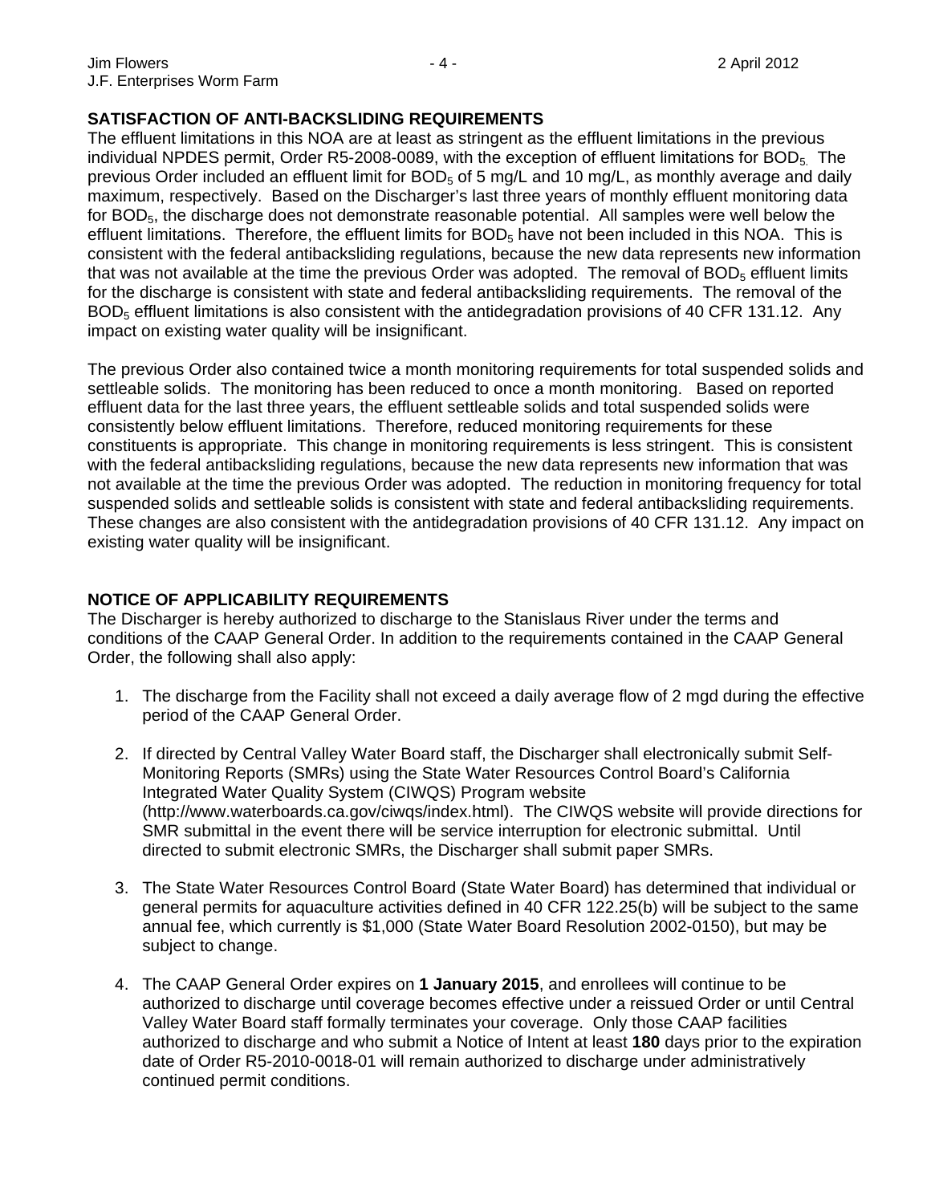## SATISFACTION OF ANTI-BACKSLIDING REQUIREMENTS

The effluent limitations in this NOA are at least as stringent as the effluent limitations in the previous individual NPDES permit, Order R5-2008-0089, with the exception of effluent limitations for $BOD_5$. The previous Order included an effluent limit for $BOD_5$ of 5 mg/L and 10 mg/L, as monthly average and daily maximum, respectively. Based on the Discharger's last three years of monthly effluent monitoring data for $BOD_5$, the discharge does not demonstrate reasonable potential. All samples were well below the effluent limitations. Therefore, the effluent limits for $BOD_5$ have not been included in this NOA. This is consistent with the federal antibacksliding regulations, because the new data represents new information that was not available at the time the previous Order was adopted. The removal of $BOD_5$ effluent limits for the discharge is consistent with state and federal antibacksliding requirements. The removal of the $BOD_5$ effluent limitations is also consistent with the antidegradation provisions of 40 CFR 131.12. Any impact on existing water quality will be insignificant.

The previous Order also contained twice a month monitoring requirements for total suspended solids and settleable solids. The monitoring has been reduced to once a month monitoring. Based on reported effluent data for the last three years, the effluent settleable solids and total suspended solids were consistently below effluent limitations. Therefore, reduced monitoring requirements for these constituents is appropriate. This change in monitoring requirements is less stringent. This is consistent with the federal antibacksliding regulations, because the new data represents new information that was not available at the time the previous Order was adopted. The reduction in monitoring frequency for total suspended solids and settleable solids is consistent with state and federal antibacksliding requirements. These changes are also consistent with the antidegradation provisions of 40 CFR 131.12. Any impact on existing water quality will be insignificant.

## NOTICE OF APPLICABILITY REQUIREMENTS

The Discharger is hereby authorized to discharge to the Stanislaus River under the terms and conditions of the CAAP General Order. In addition to the requirements contained in the CAAP General Order, the following shall also apply:

1. The discharge from the Facility shall not exceed a daily average flow of 2 mgd during the effective period of the CAAP General Order.

2. If directed by Central Valley Water Board staff, the Discharger shall electronically submit Self-Monitoring Reports (SMRs) using the State Water Resources Control Board's California Integrated Water Quality System (CIWQS) Program website (http://www.waterboards.ca.gov/ciwqs/index.html). The CIWQS website will provide directions for SMR submittal in the event there will be service interruption for electronic submittal. Until directed to submit electronic SMRs, the Discharger shall submit paper SMRs.

3. The State Water Resources Control Board (State Water Board) has determined that individual or general permits for aquaculture activities defined in 40 CFR 122.25(b) will be subject to the same annual fee, which currently is $1,000 (State Water Board Resolution 2002-0150), but may be subject to change.

4. The CAAP General Order expires on **1 January 2015**, and enrollees will continue to be authorized to discharge until coverage becomes effective under a reissued Order or until Central Valley Water Board staff formally terminates your coverage. Only those CAAP facilities authorized to discharge and who submit a Notice of Intent at least **180** days prior to the expiration date of Order R5-2010-0018-01 will remain authorized to discharge under administratively continued permit conditions.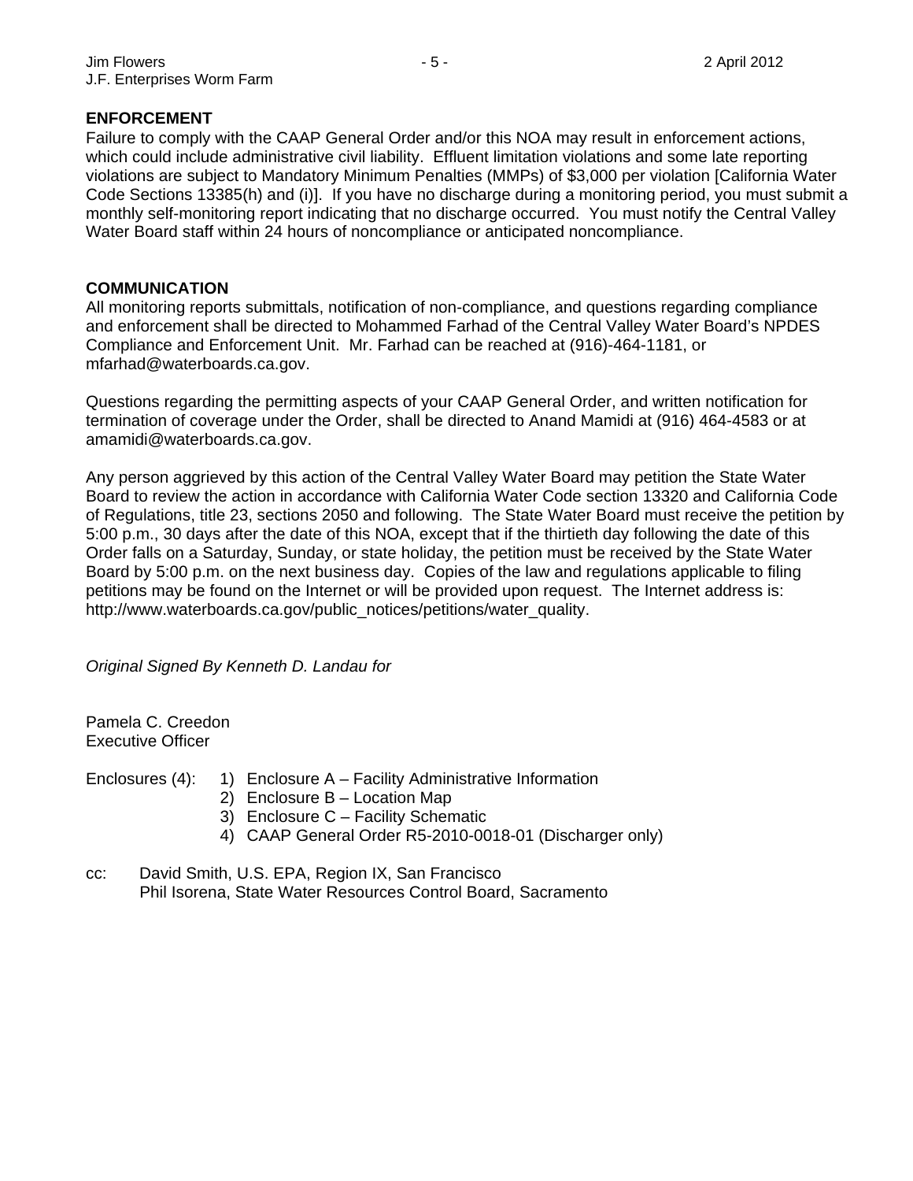## ENFORCEMENT

Failure to comply with the CAAP General Order and/or this NOA may result in enforcement actions, which could include administrative civil liability. Effluent limitation violations and some late reporting violations are subject to Mandatory Minimum Penalties (MMPs) of $3,000 per violation [California Water Code Sections 13385(h) and (i)]. If you have no discharge during a monitoring period, you must submit a monthly self-monitoring report indicating that no discharge occurred. You must notify the Central Valley Water Board staff within 24 hours of noncompliance or anticipated noncompliance.

## COMMUNICATION

All monitoring reports submittals, notification of non-compliance, and questions regarding compliance and enforcement shall be directed to Mohammed Farhad of the Central Valley Water Board's NPDES Compliance and Enforcement Unit. Mr. Farhad can be reached at (916)-464-1181, or mfarhad@waterboards.ca.gov.

Questions regarding the permitting aspects of your CAAP General Order, and written notification for termination of coverage under the Order, shall be directed to Anand Mamidi at (916) 464-4583 or at amamidi@waterboards.ca.gov.

Any person aggrieved by this action of the Central Valley Water Board may petition the State Water Board to review the action in accordance with California Water Code section 13320 and California Code of Regulations, title 23, sections 2050 and following. The State Water Board must receive the petition by 5:00 p.m., 30 days after the date of this NOA, except that if the thirtieth day following the date of this Order falls on a Saturday, Sunday, or state holiday, the petition must be received by the State Water Board by 5:00 p.m. on the next business day. Copies of the law and regulations applicable to filing petitions may be found on the Internet or will be provided upon request. The Internet address is: http://www.waterboards.ca.gov/public_notices/petitions/water_quality.

*Original Signed By Kenneth D. Landau for*

Pamela C. Creedon
Executive Officer

Enclosures (4):
1) Enclosure A – Facility Administrative Information
2) Enclosure B – Location Map
3) Enclosure C – Facility Schematic
4) CAAP General Order R5-2010-0018-01 (Discharger only)

cc: David Smith, U.S. EPA, Region IX, San Francisco
Phil Isorena, State Water Resources Control Board, Sacramento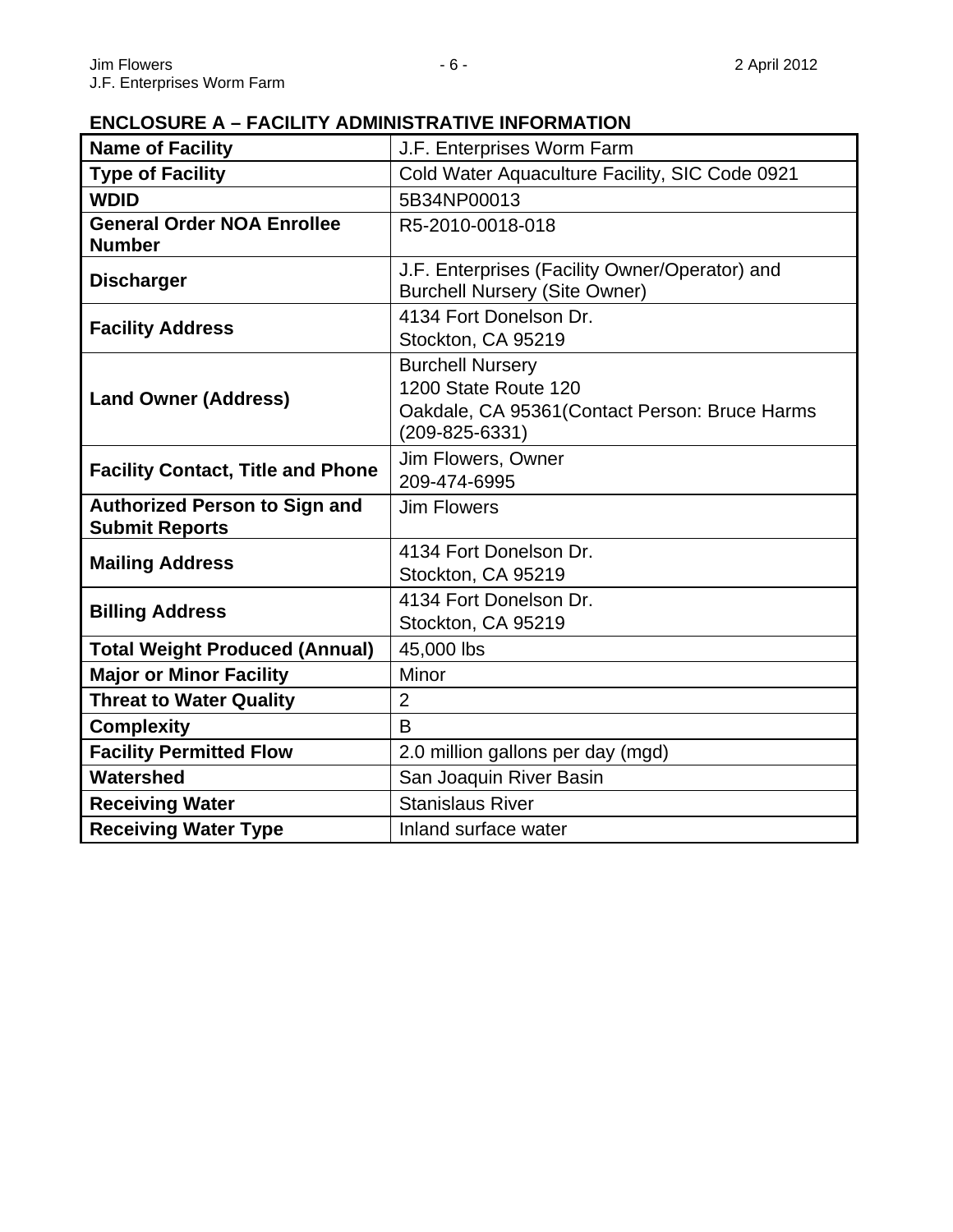## ENCLOSURE A – FACILITY ADMINISTRATIVE INFORMATION

| | |
|---|---|
| **Name of Facility** | J.F. Enterprises Worm Farm |
| **Type of Facility** | Cold Water Aquaculture Facility, SIC Code 0921 |
| **WDID** | 5B34NP00013 |
| **General Order NOA Enrollee Number** | R5-2010-0018-018 |
| **Discharger** | J.F. Enterprises (Facility Owner/Operator) and Burchell Nursery (Site Owner) |
| **Facility Address** | 4134 Fort Donelson Dr.<br>Stockton, CA 95219 |
| **Land Owner (Address)** | Burchell Nursery<br>1200 State Route 120<br>Oakdale, CA 95361(Contact Person: Bruce Harms (209-825-6331) |
| **Facility Contact, Title and Phone** | Jim Flowers, Owner<br>209-474-6995 |
| **Authorized Person to Sign and Submit Reports** | Jim Flowers |
| **Mailing Address** | 4134 Fort Donelson Dr.<br>Stockton, CA 95219 |
| **Billing Address** | 4134 Fort Donelson Dr.<br>Stockton, CA 95219 |
| **Total Weight Produced (Annual)** | 45,000 lbs |
| **Major or Minor Facility** | Minor |
| **Threat to Water Quality** | 2 |
| **Complexity** | B |
| **Facility Permitted Flow** | 2.0 million gallons per day (mgd) |
| **Watershed** | San Joaquin River Basin |
| **Receiving Water** | Stanislaus River |
| **Receiving Water Type** | Inland surface water |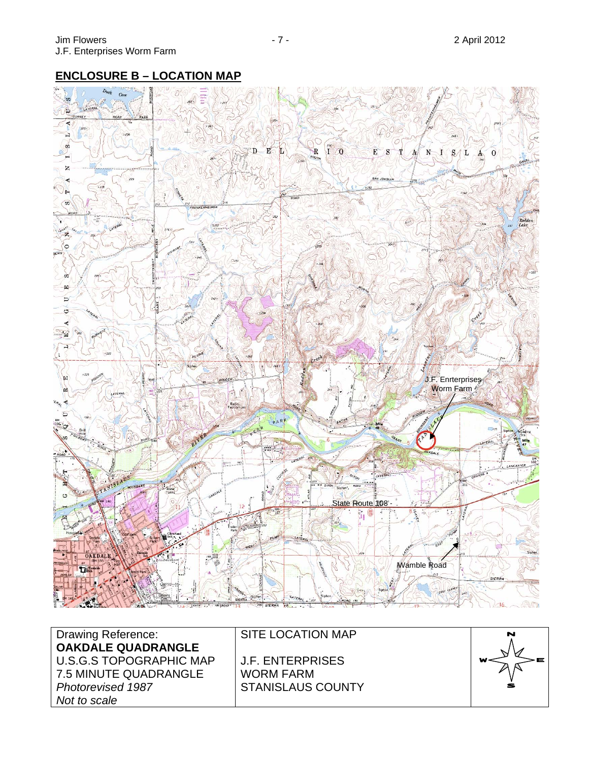## ENCLOSURE B – LOCATION MAP

J.F. Enrterprises Worm Farm

State Route 108

Wamble Road

| Drawing Reference: **OAKDALE QUADRANGLE** U.S.G.S TOPOGRAPHIC MAP 7.5 MINUTE QUADRANGLE *Photorevised 1987* *Not to scale* | SITE LOCATION MAP<br><br>J.F. ENTERPRISES WORM FARM STANISLAUS COUNTY | N / W / E / S |
|---|---|---|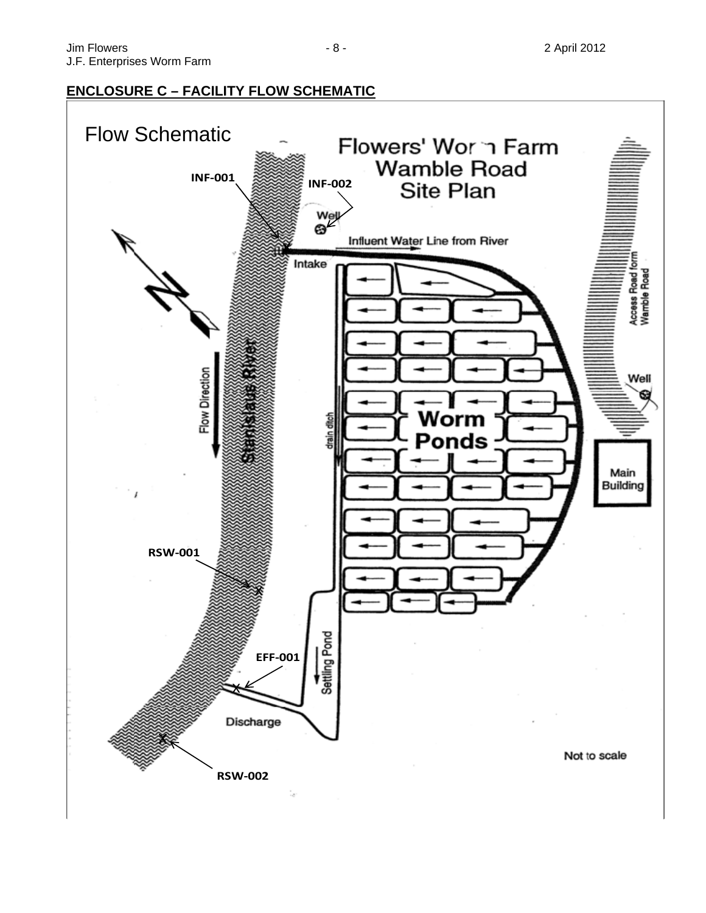## ENCLOSURE C – FACILITY FLOW SCHEMATIC

Flow Schematic

Flowers' Worm Farm
Wamble Road
Site Plan

INF-001

INF-002

Well

Influent Water Line from River

Intake

Access Road form Wamble Road

Well

Stanislaus River

Flow Direction

drain ditch

Worm Ponds

Main Building

RSW-001

Settling Pond

EFF-001

Discharge

RSW-002

Not to scale